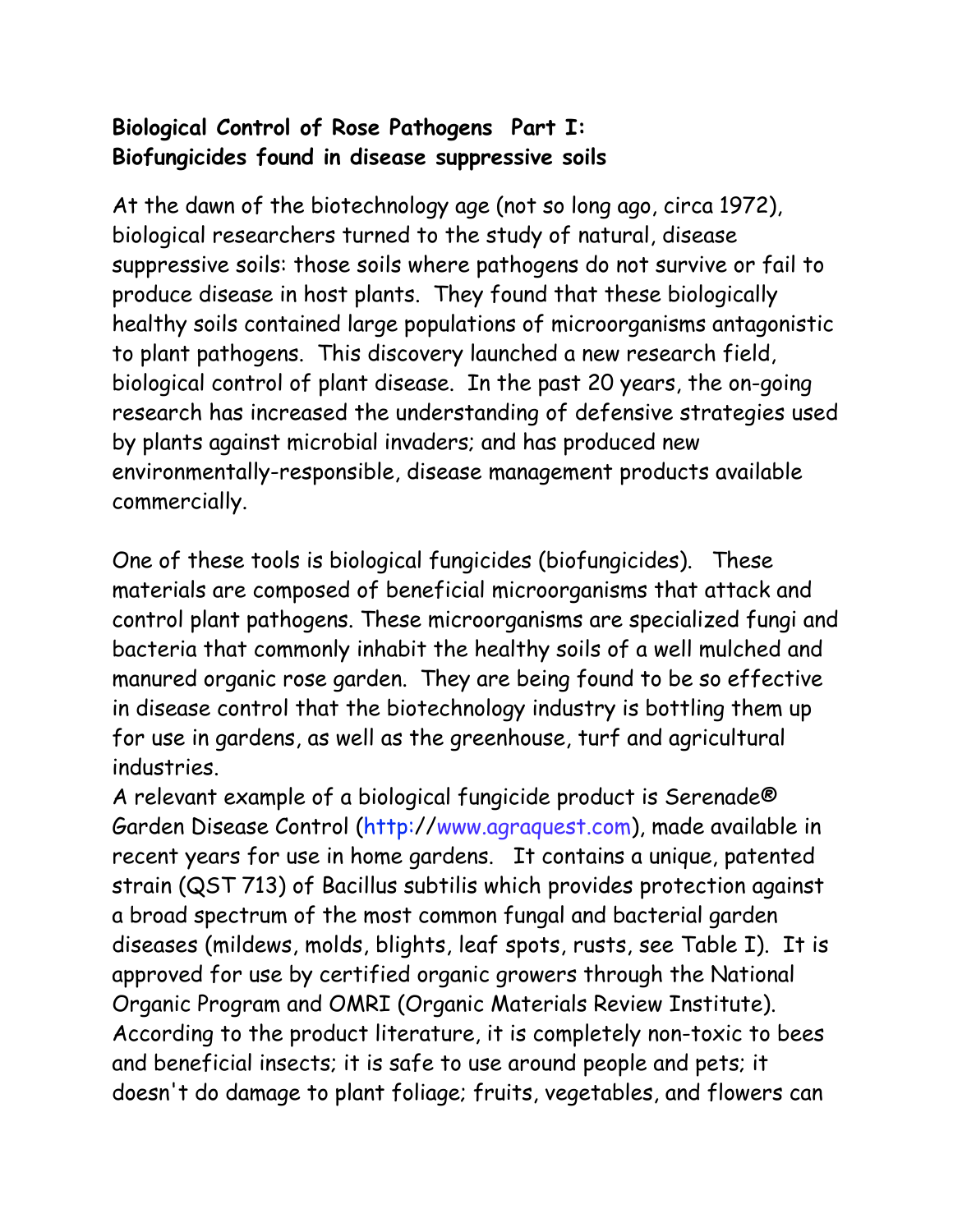**Biological Control of Rose Pathogens Part I:**
**Biofungicides found in disease suppressive soils**

At the dawn of the biotechnology age (not so long ago, circa 1972), biological researchers turned to the study of natural, disease suppressive soils: those soils where pathogens do not survive or fail to produce disease in host plants. They found that these biologically healthy soils contained large populations of microorganisms antagonistic to plant pathogens. This discovery launched a new research field, biological control of plant disease. In the past 20 years, the on-going research has increased the understanding of defensive strategies used by plants against microbial invaders; and has produced new environmentally-responsible, disease management products available commercially.

One of these tools is biological fungicides (biofungicides). These materials are composed of beneficial microorganisms that attack and control plant pathogens. These microorganisms are specialized fungi and bacteria that commonly inhabit the healthy soils of a well mulched and manured organic rose garden. They are being found to be so effective in disease control that the biotechnology industry is bottling them up for use in gardens, as well as the greenhouse, turf and agricultural industries.
A relevant example of a biological fungicide product is Serenade® Garden Disease Control (http://www.agraquest.com), made available in recent years for use in home gardens. It contains a unique, patented strain (QST 713) of Bacillus subtilis which provides protection against a broad spectrum of the most common fungal and bacterial garden diseases (mildews, molds, blights, leaf spots, rusts, see Table I). It is approved for use by certified organic growers through the National Organic Program and OMRI (Organic Materials Review Institute). According to the product literature, it is completely non-toxic to bees and beneficial insects; it is safe to use around people and pets; it doesn't do damage to plant foliage; fruits, vegetables, and flowers can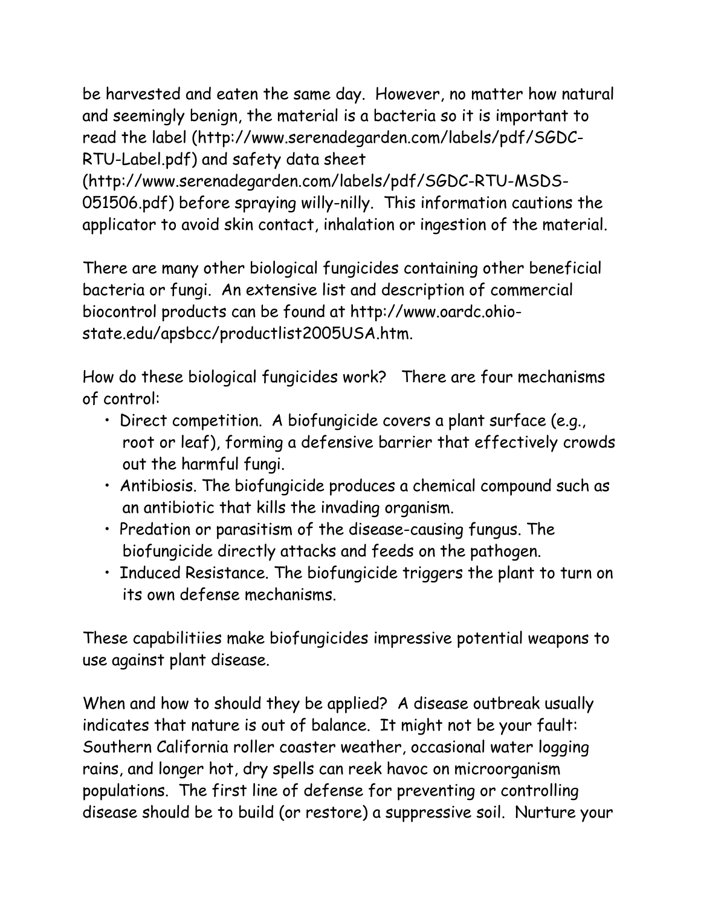be harvested and eaten the same day. However, no matter how natural and seemingly benign, the material is a bacteria so it is important to read the label (http://www.serenadegarden.com/labels/pdf/SGDC-RTU-Label.pdf) and safety data sheet (http://www.serenadegarden.com/labels/pdf/SGDC-RTU-MSDS-051506.pdf) before spraying willy-nilly. This information cautions the applicator to avoid skin contact, inhalation or ingestion of the material.

There are many other biological fungicides containing other beneficial bacteria or fungi. An extensive list and description of commercial biocontrol products can be found at http://www.oardc.ohio-state.edu/apsbcc/productlist2005USA.htm.

How do these biological fungicides work? There are four mechanisms of control:

- Direct competition. A biofungicide covers a plant surface (e.g., root or leaf), forming a defensive barrier that effectively crowds out the harmful fungi.
- Antibiosis. The biofungicide produces a chemical compound such as an antibiotic that kills the invading organism.
- Predation or parasitism of the disease-causing fungus. The biofungicide directly attacks and feeds on the pathogen.
- Induced Resistance. The biofungicide triggers the plant to turn on its own defense mechanisms.

These capabilitiies make biofungicides impressive potential weapons to use against plant disease.

When and how to should they be applied? A disease outbreak usually indicates that nature is out of balance. It might not be your fault: Southern California roller coaster weather, occasional water logging rains, and longer hot, dry spells can reek havoc on microorganism populations. The first line of defense for preventing or controlling disease should be to build (or restore) a suppressive soil. Nurture your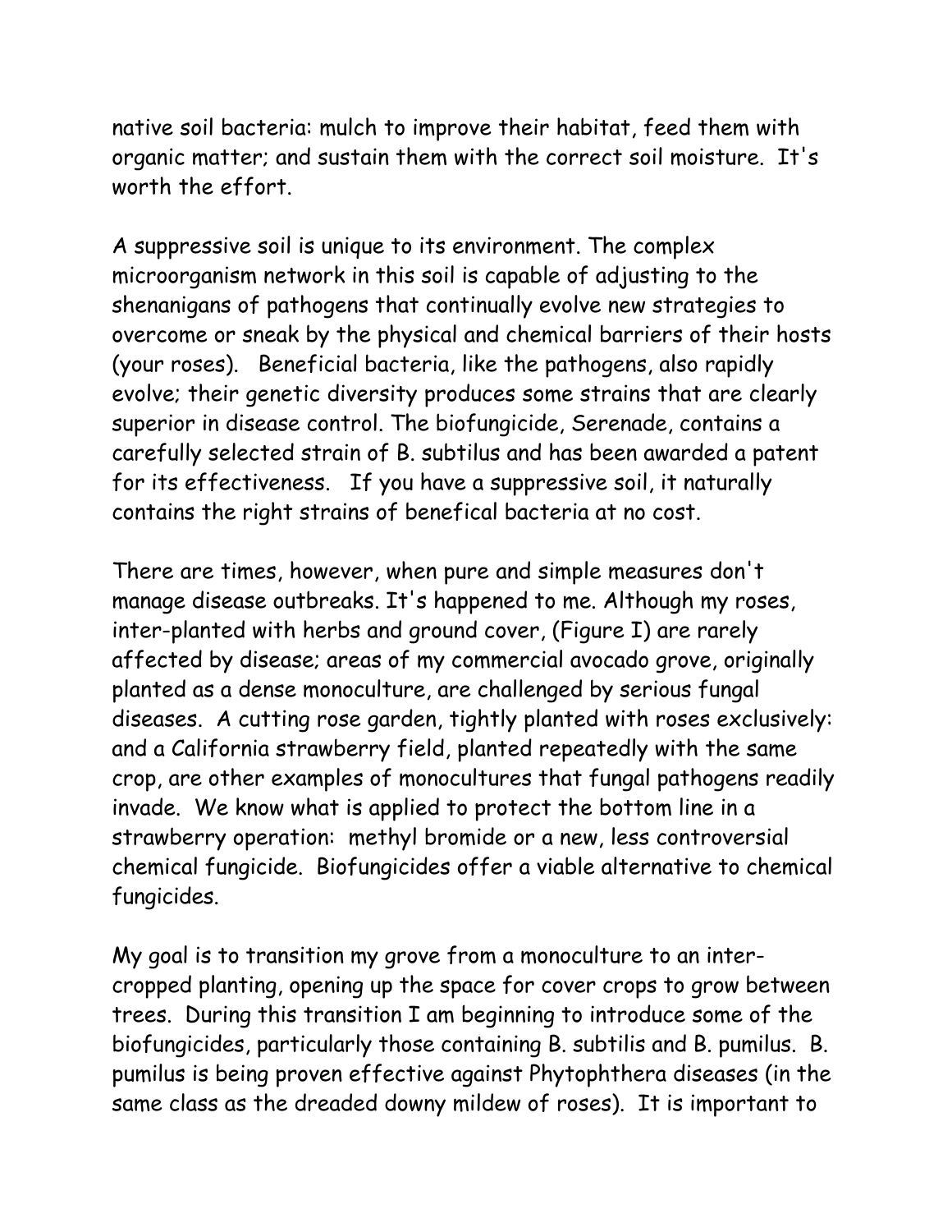native soil bacteria: mulch to improve their habitat, feed them with organic matter; and sustain them with the correct soil moisture. It's worth the effort.

A suppressive soil is unique to its environment. The complex microorganism network in this soil is capable of adjusting to the shenanigans of pathogens that continually evolve new strategies to overcome or sneak by the physical and chemical barriers of their hosts (your roses). Beneficial bacteria, like the pathogens, also rapidly evolve; their genetic diversity produces some strains that are clearly superior in disease control. The biofungicide, Serenade, contains a carefully selected strain of B. subtilus and has been awarded a patent for its effectiveness. If you have a suppressive soil, it naturally contains the right strains of benefical bacteria at no cost.

There are times, however, when pure and simple measures don't manage disease outbreaks. It's happened to me. Although my roses, inter-planted with herbs and ground cover, (Figure I) are rarely affected by disease; areas of my commercial avocado grove, originally planted as a dense monoculture, are challenged by serious fungal diseases. A cutting rose garden, tightly planted with roses exclusively: and a California strawberry field, planted repeatedly with the same crop, are other examples of monocultures that fungal pathogens readily invade. We know what is applied to protect the bottom line in a strawberry operation: methyl bromide or a new, less controversial chemical fungicide. Biofungicides offer a viable alternative to chemical fungicides.

My goal is to transition my grove from a monoculture to an inter-cropped planting, opening up the space for cover crops to grow between trees. During this transition I am beginning to introduce some of the biofungicides, particularly those containing B. subtilis and B. pumilus. B. pumilus is being proven effective against Phytophthera diseases (in the same class as the dreaded downy mildew of roses). It is important to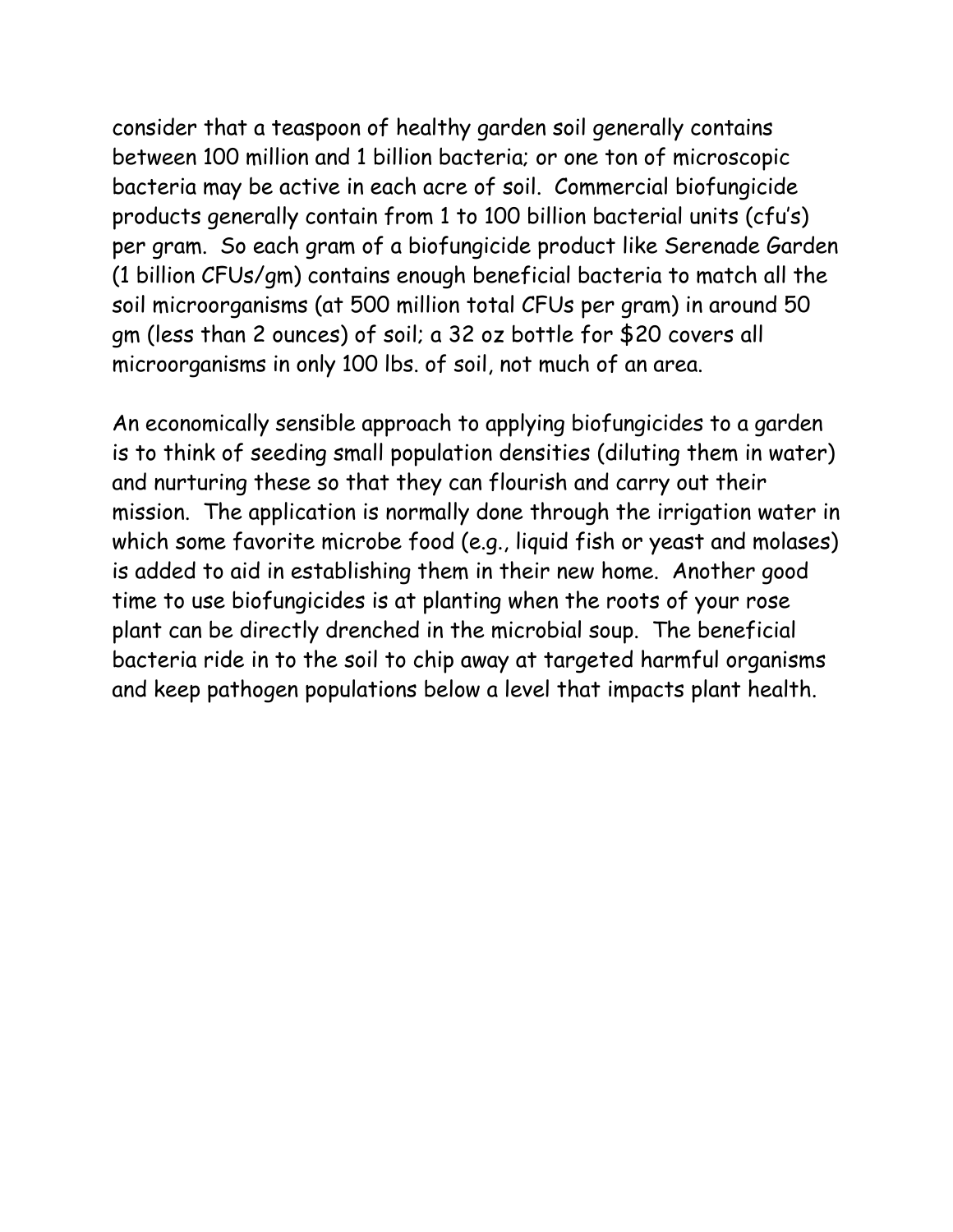consider that a teaspoon of healthy garden soil generally contains between 100 million and 1 billion bacteria; or one ton of microscopic bacteria may be active in each acre of soil. Commercial biofungicide products generally contain from 1 to 100 billion bacterial units (cfu's) per gram. So each gram of a biofungicide product like Serenade Garden (1 billion CFUs/gm) contains enough beneficial bacteria to match all the soil microorganisms (at 500 million total CFUs per gram) in around 50 gm (less than 2 ounces) of soil; a 32 oz bottle for $20 covers all microorganisms in only 100 lbs. of soil, not much of an area.

An economically sensible approach to applying biofungicides to a garden is to think of seeding small population densities (diluting them in water) and nurturing these so that they can flourish and carry out their mission. The application is normally done through the irrigation water in which some favorite microbe food (e.g., liquid fish or yeast and molases) is added to aid in establishing them in their new home. Another good time to use biofungicides is at planting when the roots of your rose plant can be directly drenched in the microbial soup. The beneficial bacteria ride in to the soil to chip away at targeted harmful organisms and keep pathogen populations below a level that impacts plant health.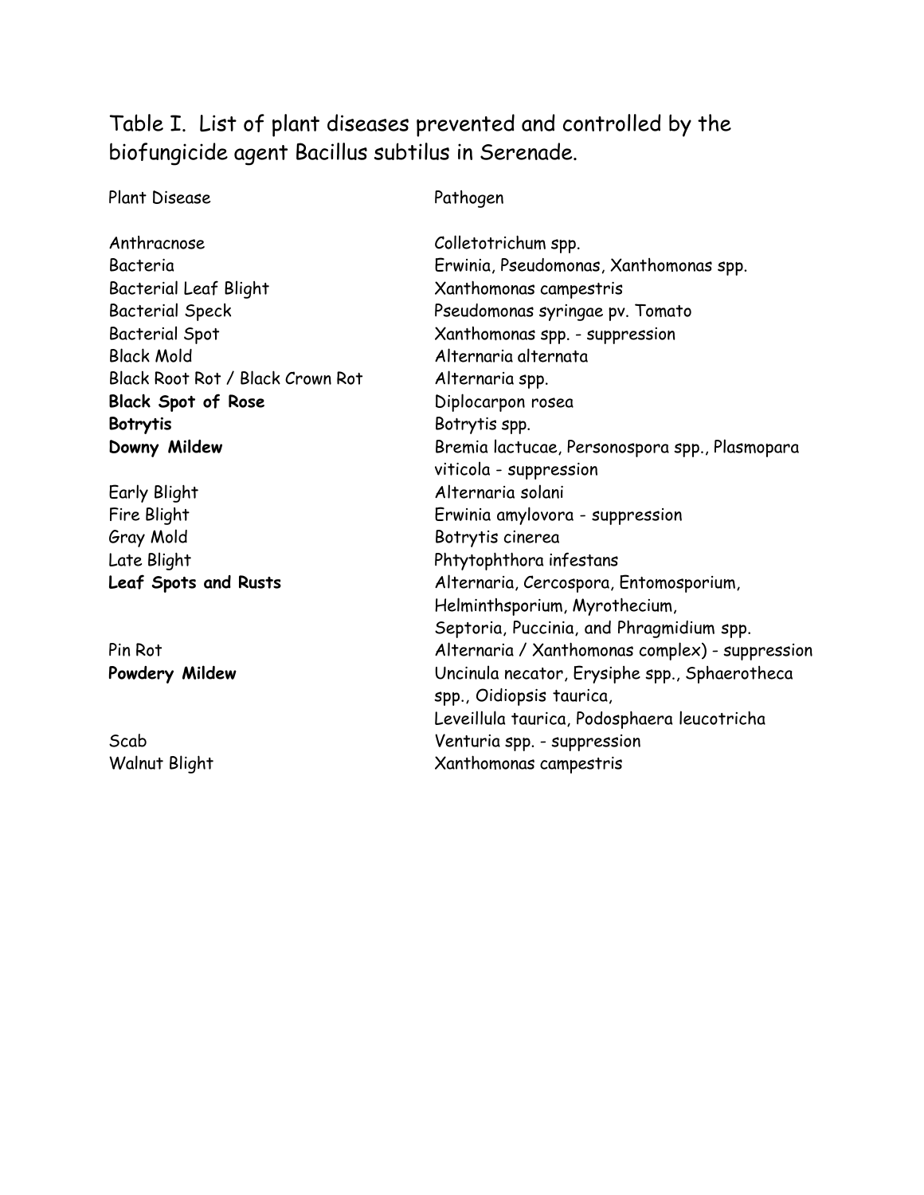Table I. List of plant diseases prevented and controlled by the biofungicide agent Bacillus subtilus in Serenade.

| Plant Disease | Pathogen |
|---|---|
| Anthracnose | Colletotrichum spp. |
| Bacteria | Erwinia, Pseudomonas, Xanthomonas spp. |
| Bacterial Leaf Blight | Xanthomonas campestris |
| Bacterial Speck | Pseudomonas syringae pv. Tomato |
| Bacterial Spot | Xanthomonas spp. - suppression |
| Black Mold | Alternaria alternata |
| Black Root Rot / Black Crown Rot | Alternaria spp. |
| **Black Spot of Rose** | Diplocarpon rosea |
| **Botrytis** | Botrytis spp. |
| **Downy Mildew** | Bremia lactucae, Personospora spp., Plasmopara viticola - suppression |
| Early Blight | Alternaria solani |
| Fire Blight | Erwinia amylovora - suppression |
| Gray Mold | Botrytis cinerea |
| Late Blight | Phtytophthora infestans |
| **Leaf Spots and Rusts** | Alternaria, Cercospora, Entomosporium, Helminthsporium, Myrothecium, Septoria, Puccinia, and Phragmidium spp. |
| Pin Rot | Alternaria / Xanthomonas complex) - suppression |
| **Powdery Mildew** | Uncinula necator, Erysiphe spp., Sphaerotheca spp., Oidiopsis taurica, Leveillula taurica, Podosphaera leucotricha |
| Scab | Venturia spp. - suppression |
| Walnut Blight | Xanthomonas campestris |